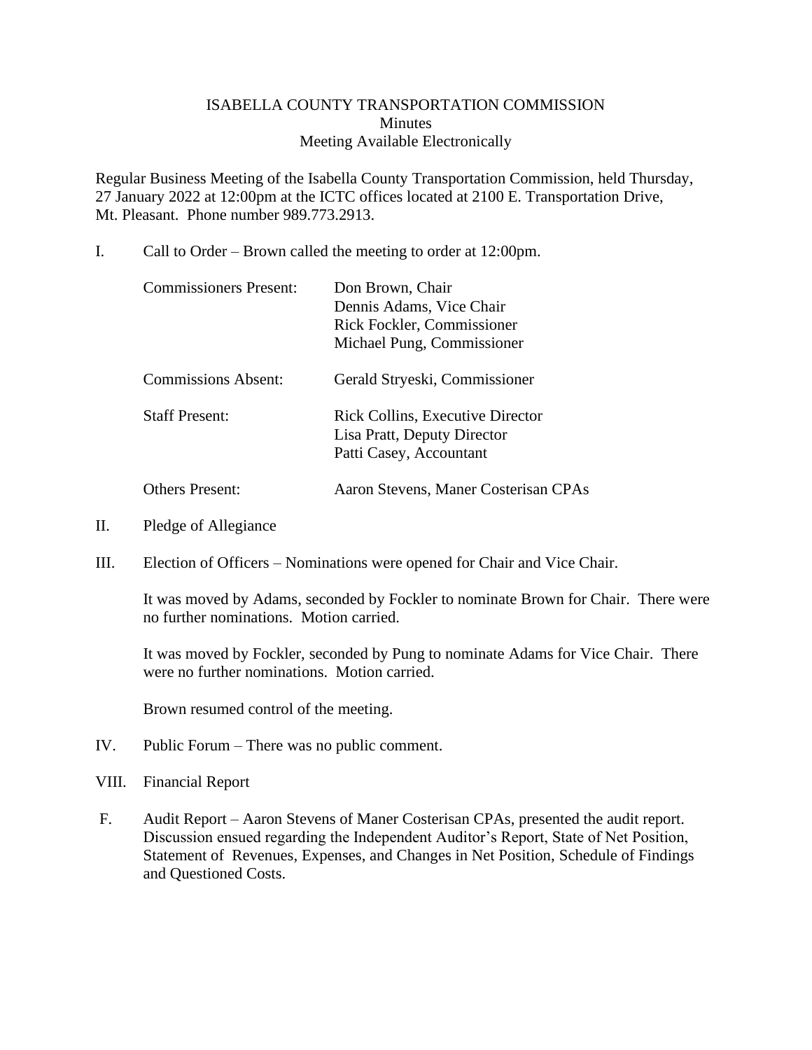# ISABELLA COUNTY TRANSPORTATION COMMISSION

## Minutes

### Meeting Available Electronically

Regular Business Meeting of the Isabella County Transportation Commission, held Thursday, 27 January 2022 at 12:00pm at the ICTC offices located at 2100 E. Transportation Drive, Mt. Pleasant. Phone number 989.773.2913.

I. Call to Order – Brown called the meeting to order at 12:00pm.

| | |
|---|---|
| Commissioners Present: | Don Brown, Chair<br>Dennis Adams, Vice Chair<br>Rick Fockler, Commissioner<br>Michael Pung, Commissioner |
| Commissions Absent: | Gerald Stryeski, Commissioner |
| Staff Present: | Rick Collins, Executive Director<br>Lisa Pratt, Deputy Director<br>Patti Casey, Accountant |
| Others Present: | Aaron Stevens, Maner Costerisan CPAs |

II. Pledge of Allegiance

III. Election of Officers – Nominations were opened for Chair and Vice Chair.

It was moved by Adams, seconded by Fockler to nominate Brown for Chair. There were no further nominations. Motion carried.

It was moved by Fockler, seconded by Pung to nominate Adams for Vice Chair. There were no further nominations. Motion carried.

Brown resumed control of the meeting.

IV. Public Forum – There was no public comment.

VIII. Financial Report

F. Audit Report – Aaron Stevens of Maner Costerisan CPAs, presented the audit report. Discussion ensued regarding the Independent Auditor's Report, State of Net Position, Statement of Revenues, Expenses, and Changes in Net Position, Schedule of Findings and Questioned Costs.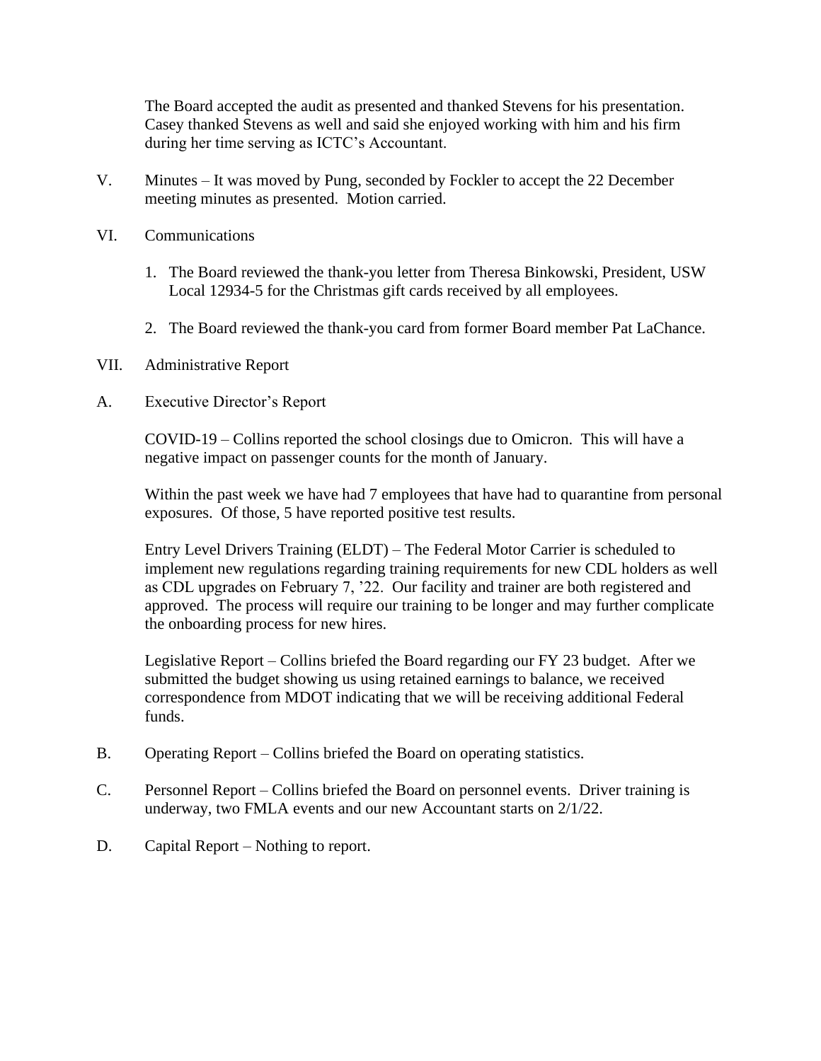The Board accepted the audit as presented and thanked Stevens for his presentation. Casey thanked Stevens as well and said she enjoyed working with him and his firm during her time serving as ICTC's Accountant.

V. Minutes – It was moved by Pung, seconded by Fockler to accept the 22 December meeting minutes as presented. Motion carried.

VI. Communications

1. The Board reviewed the thank-you letter from Theresa Binkowski, President, USW Local 12934-5 for the Christmas gift cards received by all employees.

2. The Board reviewed the thank-you card from former Board member Pat LaChance.

VII. Administrative Report

A. Executive Director's Report

COVID-19 – Collins reported the school closings due to Omicron. This will have a negative impact on passenger counts for the month of January.

Within the past week we have had 7 employees that have had to quarantine from personal exposures. Of those, 5 have reported positive test results.

Entry Level Drivers Training (ELDT) – The Federal Motor Carrier is scheduled to implement new regulations regarding training requirements for new CDL holders as well as CDL upgrades on February 7, '22. Our facility and trainer are both registered and approved. The process will require our training to be longer and may further complicate the onboarding process for new hires.

Legislative Report – Collins briefed the Board regarding our FY 23 budget. After we submitted the budget showing us using retained earnings to balance, we received correspondence from MDOT indicating that we will be receiving additional Federal funds.

B. Operating Report – Collins briefed the Board on operating statistics.

C. Personnel Report – Collins briefed the Board on personnel events. Driver training is underway, two FMLA events and our new Accountant starts on 2/1/22.

D. Capital Report – Nothing to report.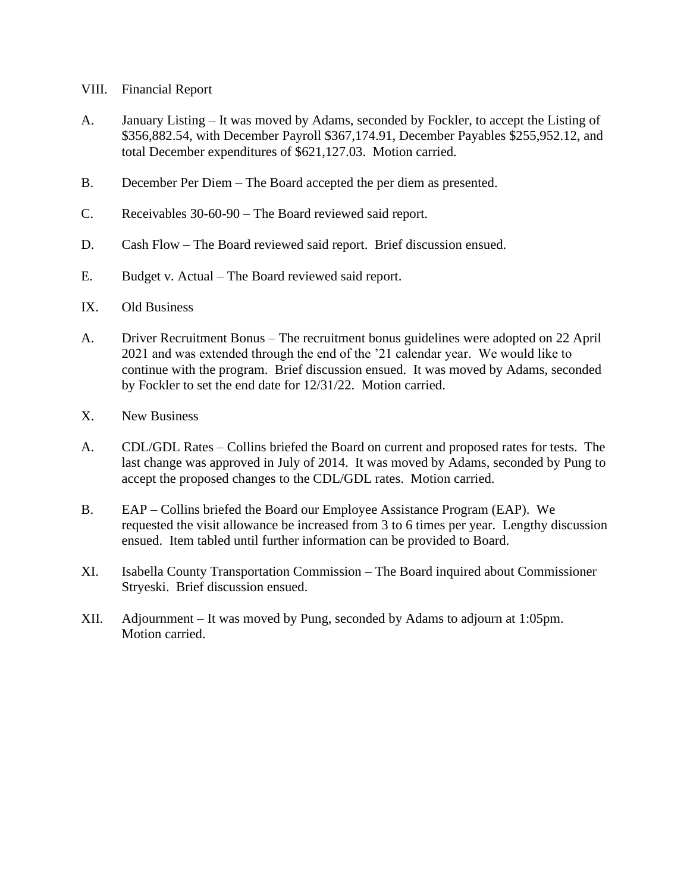VIII. Financial Report

A. January Listing – It was moved by Adams, seconded by Fockler, to accept the Listing of $356,882.54, with December Payroll $367,174.91, December Payables $255,952.12, and total December expenditures of $621,127.03. Motion carried.

B. December Per Diem – The Board accepted the per diem as presented.

C. Receivables 30-60-90 – The Board reviewed said report.

D. Cash Flow – The Board reviewed said report. Brief discussion ensued.

E. Budget v. Actual – The Board reviewed said report.

IX. Old Business

A. Driver Recruitment Bonus – The recruitment bonus guidelines were adopted on 22 April 2021 and was extended through the end of the '21 calendar year. We would like to continue with the program. Brief discussion ensued. It was moved by Adams, seconded by Fockler to set the end date for 12/31/22. Motion carried.

X. New Business

A. CDL/GDL Rates – Collins briefed the Board on current and proposed rates for tests. The last change was approved in July of 2014. It was moved by Adams, seconded by Pung to accept the proposed changes to the CDL/GDL rates. Motion carried.

B. EAP – Collins briefed the Board our Employee Assistance Program (EAP). We requested the visit allowance be increased from 3 to 6 times per year. Lengthy discussion ensued. Item tabled until further information can be provided to Board.

XI. Isabella County Transportation Commission – The Board inquired about Commissioner Stryeski. Brief discussion ensued.

XII. Adjournment – It was moved by Pung, seconded by Adams to adjourn at 1:05pm. Motion carried.